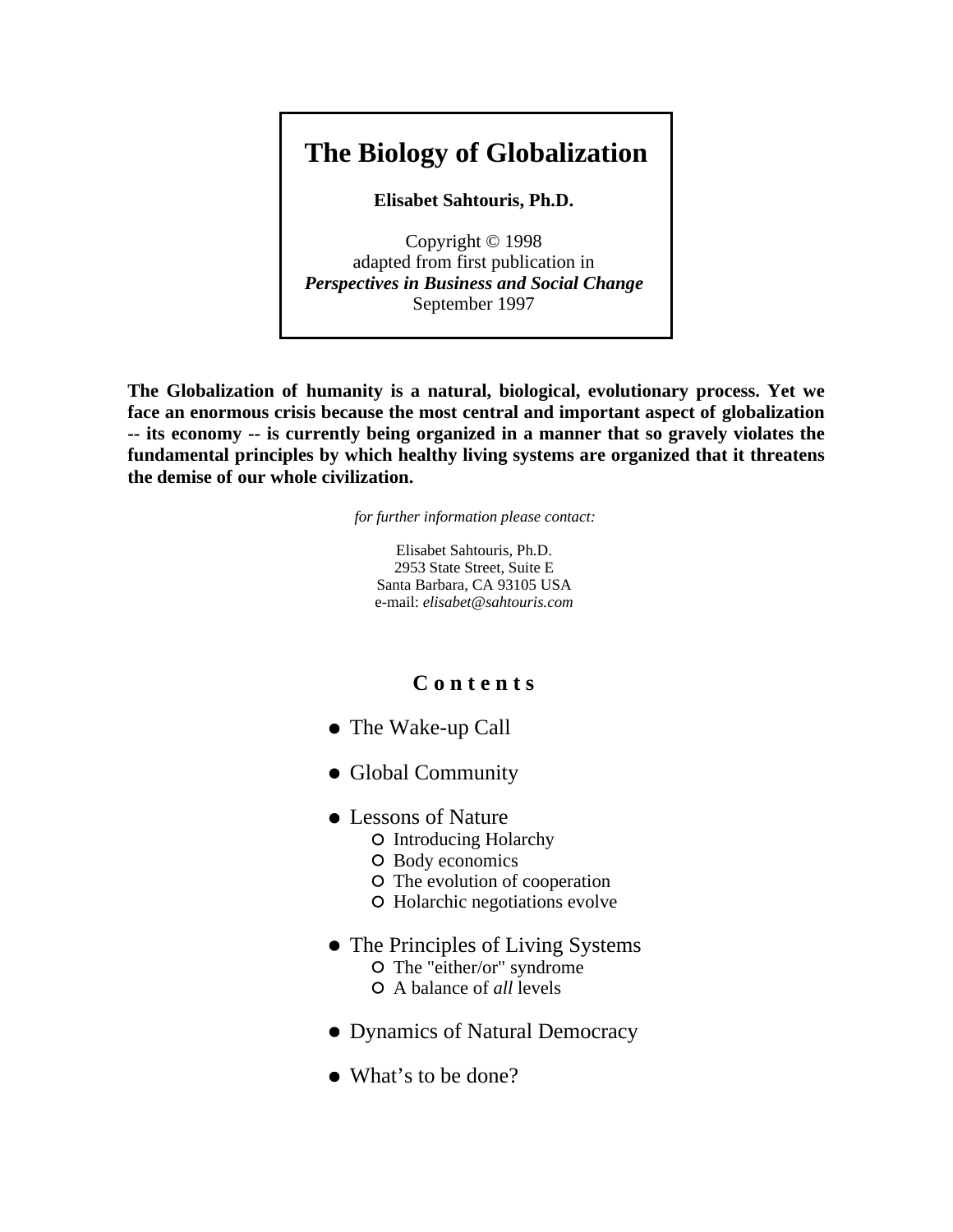# The Biology of Globalization

**Elisabet Sahtouris, Ph.D.**

Copyright © 1998
adapted from first publication in
***Perspectives in Business and Social Change***
September 1997

**The Globalization of humanity is a natural, biological, evolutionary process. Yet we face an enormous crisis because the most central and important aspect of globalization -- its economy -- is currently being organized in a manner that so gravely violates the fundamental principles by which healthy living systems are organized that it threatens the demise of our whole civilization.**

*for further information please contact:*

Elisabet Sahtouris, Ph.D.
2953 State Street, Suite E
Santa Barbara, CA 93105 USA
e-mail: *elisabet@sahtouris.com*

## Contents

- The Wake-up Call
- Global Community
- Lessons of Nature
  - Introducing Holarchy
  - Body economics
  - The evolution of cooperation
  - Holarchic negotiations evolve
- The Principles of Living Systems
  - The "either/or" syndrome
  - A balance of *all* levels
- Dynamics of Natural Democracy
- What's to be done?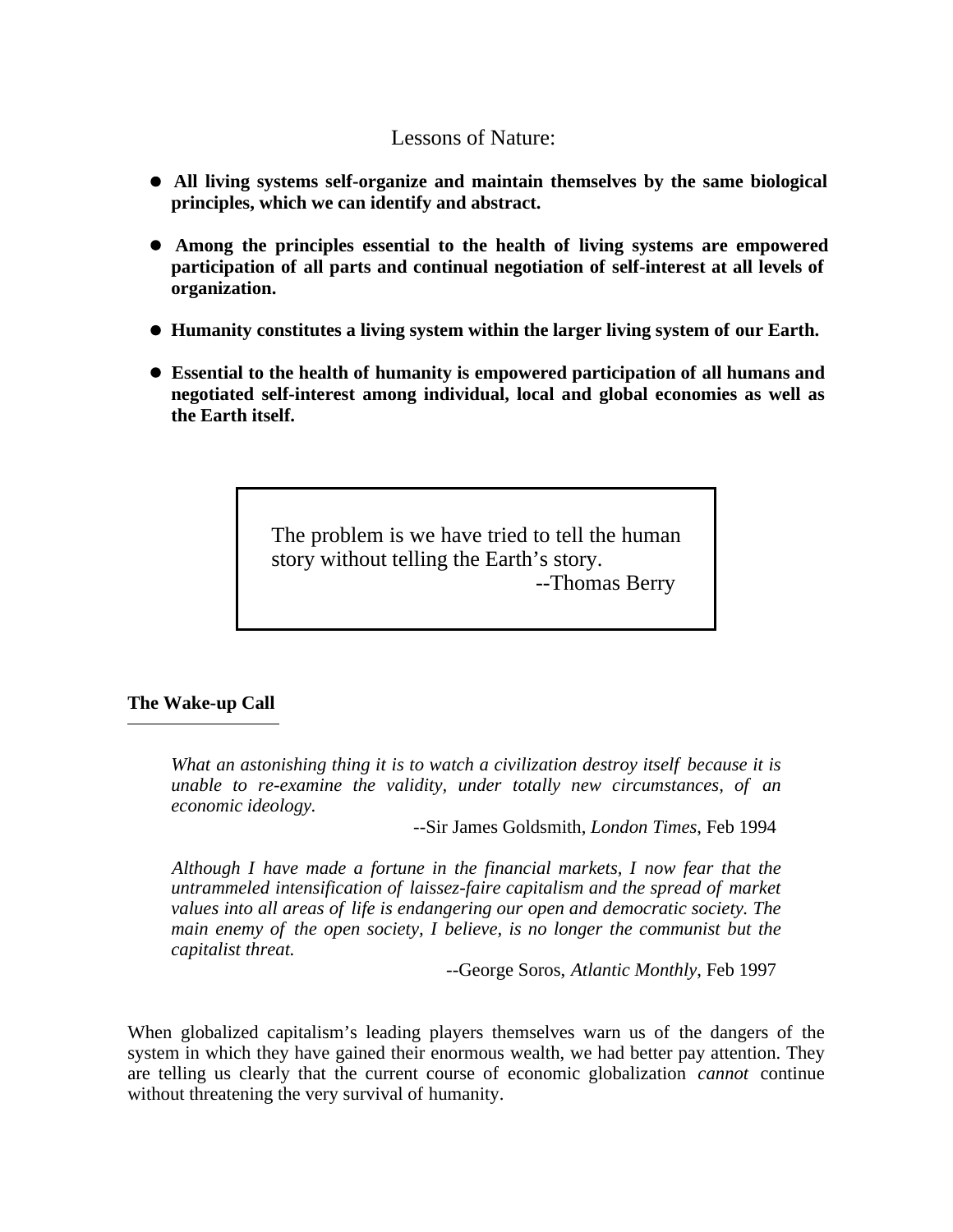## Lessons of Nature:

- **All living systems self-organize and maintain themselves by the same biological principles, which we can identify and abstract.**

- **Among the principles essential to the health of living systems are empowered participation of all parts and continual negotiation of self-interest at all levels of organization.**

- **Humanity constitutes a living system within the larger living system of our Earth.**

- **Essential to the health of humanity is empowered participation of all humans and negotiated self-interest among individual, local and global economies as well as the Earth itself.**

> The problem is we have tried to tell the human story without telling the Earth's story.
>
> --Thomas Berry

### The Wake-up Call

> *What an astonishing thing it is to watch a civilization destroy itself because it is unable to re-examine the validity, under totally new circumstances, of an economic ideology.*
>
> --Sir James Goldsmith, *London Times*, Feb 1994

> *Although I have made a fortune in the financial markets, I now fear that the untrammeled intensification of laissez-faire capitalism and the spread of market values into all areas of life is endangering our open and democratic society. The main enemy of the open society, I believe, is no longer the communist but the capitalist threat.*
>
> --George Soros, *Atlantic Monthly*, Feb 1997

When globalized capitalism's leading players themselves warn us of the dangers of the system in which they have gained their enormous wealth, we had better pay attention. They are telling us clearly that the current course of economic globalization *cannot* continue without threatening the very survival of humanity.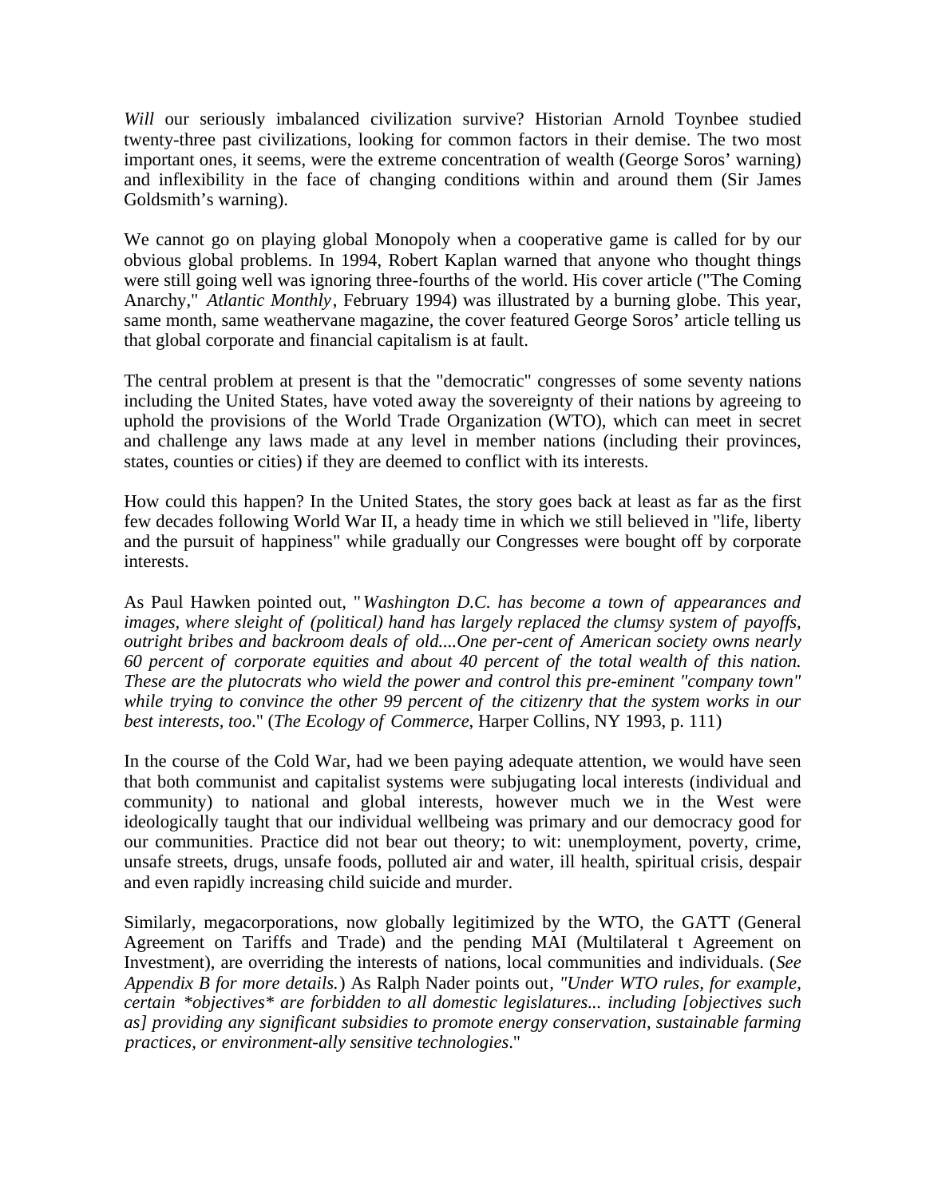*Will* our seriously imbalanced civilization survive? Historian Arnold Toynbee studied twenty-three past civilizations, looking for common factors in their demise. The two most important ones, it seems, were the extreme concentration of wealth (George Soros' warning) and inflexibility in the face of changing conditions within and around them (Sir James Goldsmith's warning).

We cannot go on playing global Monopoly when a cooperative game is called for by our obvious global problems. In 1994, Robert Kaplan warned that anyone who thought things were still going well was ignoring three-fourths of the world. His cover article ("The Coming Anarchy," *Atlantic Monthly*, February 1994) was illustrated by a burning globe. This year, same month, same weathervane magazine, the cover featured George Soros' article telling us that global corporate and financial capitalism is at fault.

The central problem at present is that the "democratic" congresses of some seventy nations including the United States, have voted away the sovereignty of their nations by agreeing to uphold the provisions of the World Trade Organization (WTO), which can meet in secret and challenge any laws made at any level in member nations (including their provinces, states, counties or cities) if they are deemed to conflict with its interests.

How could this happen? In the United States, the story goes back at least as far as the first few decades following World War II, a heady time in which we still believed in "life, liberty and the pursuit of happiness" while gradually our Congresses were bought off by corporate interests.

As Paul Hawken pointed out, "*Washington D.C. has become a town of appearances and images, where sleight of (political) hand has largely replaced the clumsy system of payoffs, outright bribes and backroom deals of old....One per-cent of American society owns nearly 60 percent of corporate equities and about 40 percent of the total wealth of this nation. These are the plutocrats who wield the power and control this pre-eminent "company town" while trying to convince the other 99 percent of the citizenry that the system works in our best interests, too*." (*The Ecology of Commerce*, Harper Collins, NY 1993, p. 111)

In the course of the Cold War, had we been paying adequate attention, we would have seen that both communist and capitalist systems were subjugating local interests (individual and community) to national and global interests, however much we in the West were ideologically taught that our individual wellbeing was primary and our democracy good for our communities. Practice did not bear out theory; to wit: unemployment, poverty, crime, unsafe streets, drugs, unsafe foods, polluted air and water, ill health, spiritual crisis, despair and even rapidly increasing child suicide and murder.

Similarly, megacorporations, now globally legitimized by the WTO, the GATT (General Agreement on Tariffs and Trade) and the pending MAI (Multilateral t Agreement on Investment), are overriding the interests of nations, local communities and individuals. (*See Appendix B for more details.*) As Ralph Nader points out, *"Under WTO rules, for example, certain *objectives* are forbidden to all domestic legislatures... including [objectives such as] providing any significant subsidies to promote energy conservation, sustainable farming practices, or environment-ally sensitive technologies*."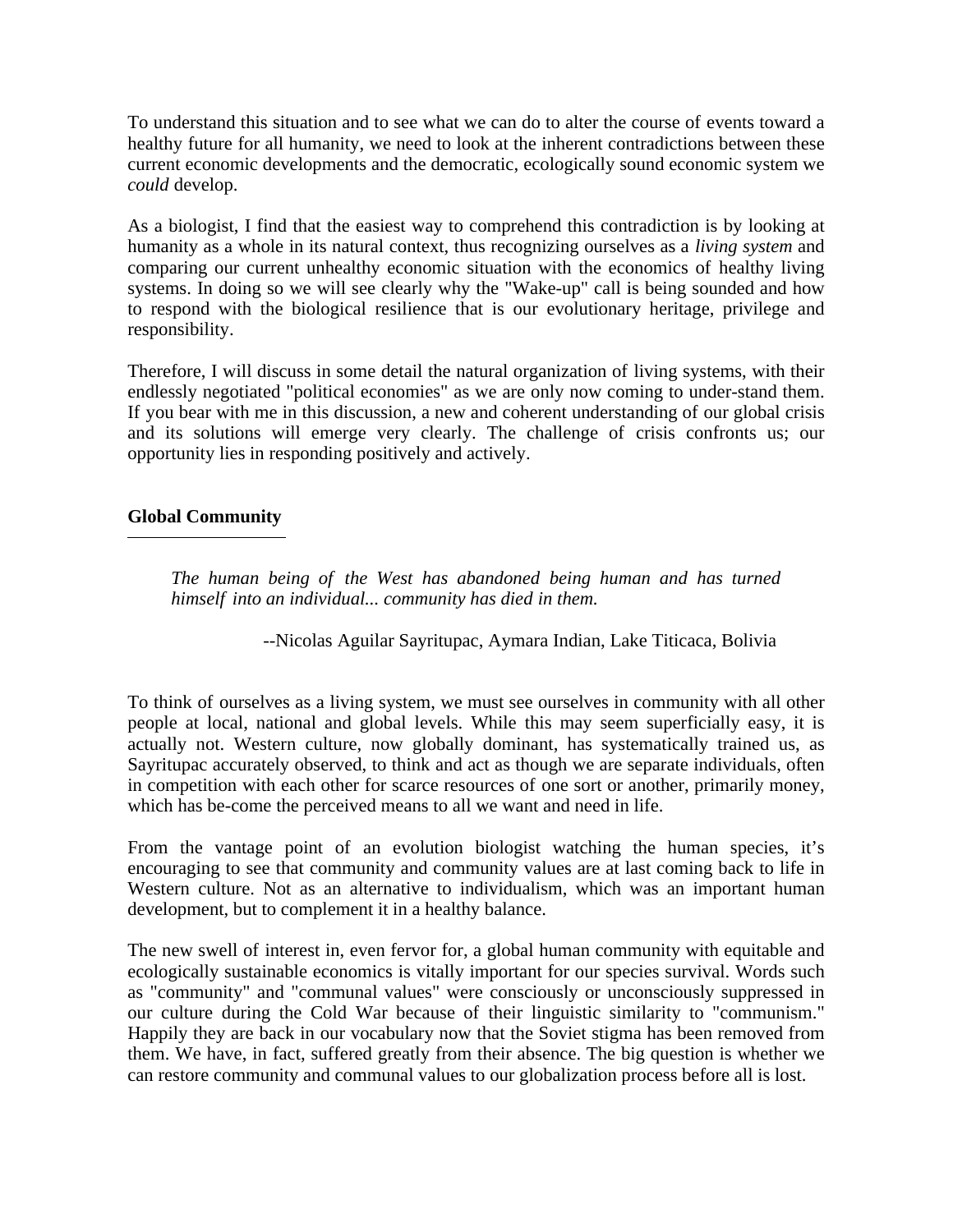To understand this situation and to see what we can do to alter the course of events toward a healthy future for all humanity, we need to look at the inherent contradictions between these current economic developments and the democratic, ecologically sound economic system we *could* develop.

As a biologist, I find that the easiest way to comprehend this contradiction is by looking at humanity as a whole in its natural context, thus recognizing ourselves as a *living system* and comparing our current unhealthy economic situation with the economics of healthy living systems. In doing so we will see clearly why the "Wake-up" call is being sounded and how to respond with the biological resilience that is our evolutionary heritage, privilege and responsibility.

Therefore, I will discuss in some detail the natural organization of living systems, with their endlessly negotiated "political economies" as we are only now coming to under-stand them. If you bear with me in this discussion, a new and coherent understanding of our global crisis and its solutions will emerge very clearly. The challenge of crisis confronts us; our opportunity lies in responding positively and actively.

## Global Community

> *The human being of the West has abandoned being human and has turned himself into an individual... community has died in them.*
>
> --Nicolas Aguilar Sayritupac, Aymara Indian, Lake Titicaca, Bolivia

To think of ourselves as a living system, we must see ourselves in community with all other people at local, national and global levels. While this may seem superficially easy, it is actually not. Western culture, now globally dominant, has systematically trained us, as Sayritupac accurately observed, to think and act as though we are separate individuals, often in competition with each other for scarce resources of one sort or another, primarily money, which has be-come the perceived means to all we want and need in life.

From the vantage point of an evolution biologist watching the human species, it's encouraging to see that community and community values are at last coming back to life in Western culture. Not as an alternative to individualism, which was an important human development, but to complement it in a healthy balance.

The new swell of interest in, even fervor for, a global human community with equitable and ecologically sustainable economics is vitally important for our species survival. Words such as "community" and "communal values" were consciously or unconsciously suppressed in our culture during the Cold War because of their linguistic similarity to "communism." Happily they are back in our vocabulary now that the Soviet stigma has been removed from them. We have, in fact, suffered greatly from their absence. The big question is whether we can restore community and communal values to our globalization process before all is lost.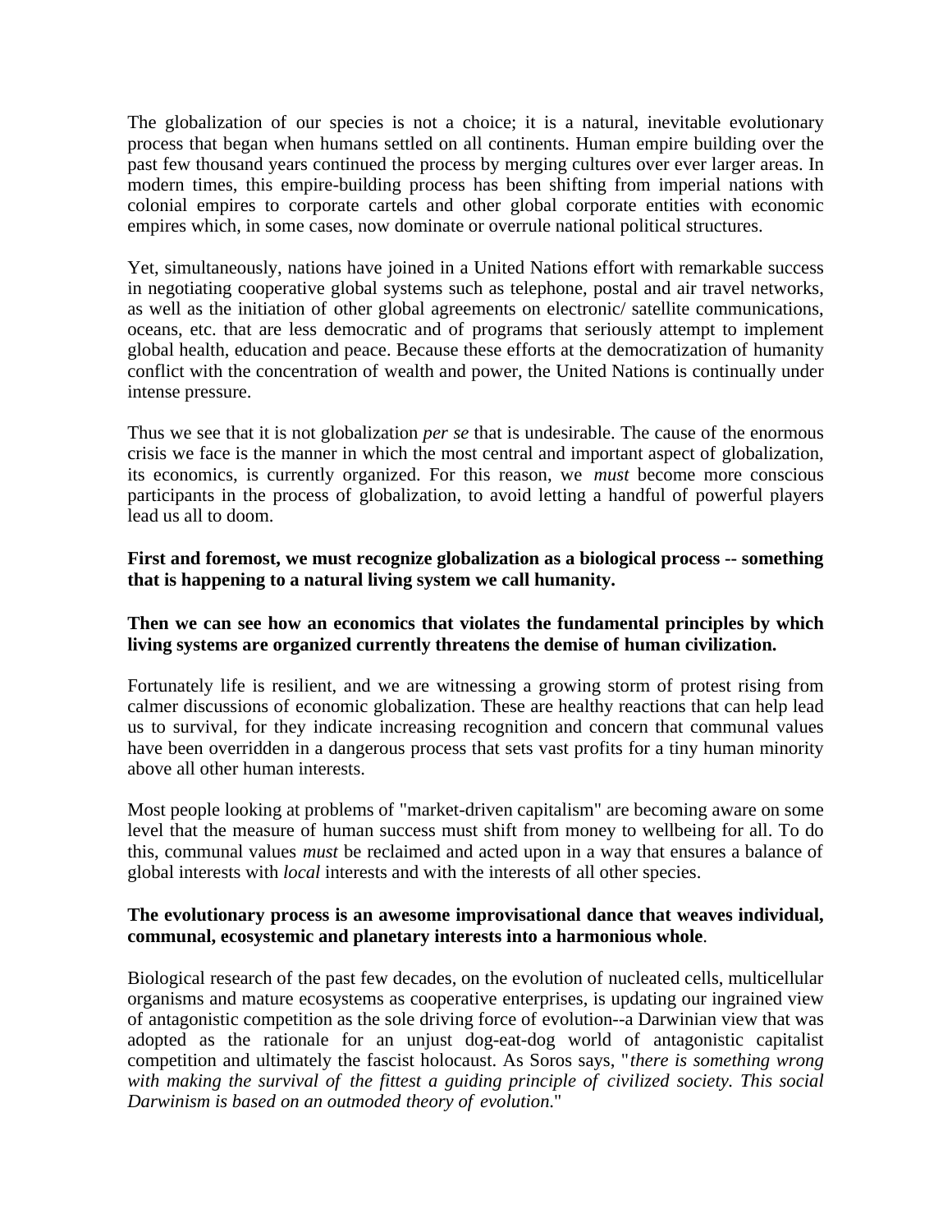The globalization of our species is not a choice; it is a natural, inevitable evolutionary process that began when humans settled on all continents. Human empire building over the past few thousand years continued the process by merging cultures over ever larger areas. In modern times, this empire-building process has been shifting from imperial nations with colonial empires to corporate cartels and other global corporate entities with economic empires which, in some cases, now dominate or overrule national political structures.

Yet, simultaneously, nations have joined in a United Nations effort with remarkable success in negotiating cooperative global systems such as telephone, postal and air travel networks, as well as the initiation of other global agreements on electronic/ satellite communications, oceans, etc. that are less democratic and of programs that seriously attempt to implement global health, education and peace. Because these efforts at the democratization of humanity conflict with the concentration of wealth and power, the United Nations is continually under intense pressure.

Thus we see that it is not globalization *per se* that is undesirable. The cause of the enormous crisis we face is the manner in which the most central and important aspect of globalization, its economics, is currently organized. For this reason, we *must* become more conscious participants in the process of globalization, to avoid letting a handful of powerful players lead us all to doom.

**First and foremost, we must recognize globalization as a biological process -- something that is happening to a natural living system we call humanity.**

**Then we can see how an economics that violates the fundamental principles by which living systems are organized currently threatens the demise of human civilization.**

Fortunately life is resilient, and we are witnessing a growing storm of protest rising from calmer discussions of economic globalization. These are healthy reactions that can help lead us to survival, for they indicate increasing recognition and concern that communal values have been overridden in a dangerous process that sets vast profits for a tiny human minority above all other human interests.

Most people looking at problems of "market-driven capitalism" are becoming aware on some level that the measure of human success must shift from money to wellbeing for all. To do this, communal values *must* be reclaimed and acted upon in a way that ensures a balance of global interests with *local* interests and with the interests of all other species.

**The evolutionary process is an awesome improvisational dance that weaves individual, communal, ecosystemic and planetary interests into a harmonious whole**.

Biological research of the past few decades, on the evolution of nucleated cells, multicellular organisms and mature ecosystems as cooperative enterprises, is updating our ingrained view of antagonistic competition as the sole driving force of evolution--a Darwinian view that was adopted as the rationale for an unjust dog-eat-dog world of antagonistic capitalist competition and ultimately the fascist holocaust. As Soros says, "*there is something wrong with making the survival of the fittest a guiding principle of civilized society. This social Darwinism is based on an outmoded theory of evolution.*"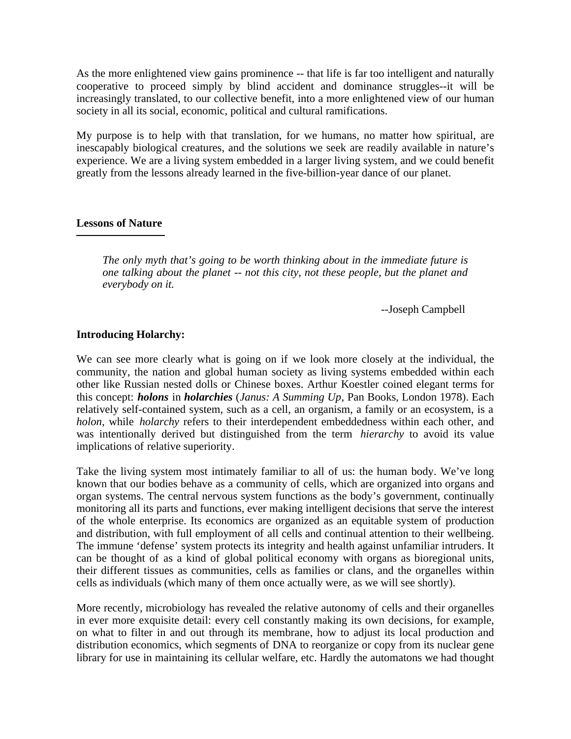As the more enlightened view gains prominence -- that life is far too intelligent and naturally cooperative to proceed simply by blind accident and dominance struggles--it will be increasingly translated, to our collective benefit, into a more enlightened view of our human society in all its social, economic, political and cultural ramifications.

My purpose is to help with that translation, for we humans, no matter how spiritual, are inescapably biological creatures, and the solutions we seek are readily available in nature's experience. We are a living system embedded in a larger living system, and we could benefit greatly from the lessons already learned in the five-billion-year dance of our planet.

## Lessons of Nature

> *The only myth that's going to be worth thinking about in the immediate future is one talking about the planet -- not this city, not these people, but the planet and everybody on it.*
>
> --Joseph Campbell

### Introducing Holarchy:

We can see more clearly what is going on if we look more closely at the individual, the community, the nation and global human society as living systems embedded within each other like Russian nested dolls or Chinese boxes. Arthur Koestler coined elegant terms for this concept: ***holons*** in ***holarchies*** (*Janus: A Summing Up*, Pan Books, London 1978). Each relatively self-contained system, such as a cell, an organism, a family or an ecosystem, is a *holon,* while *holarchy* refers to their interdependent embeddedness within each other, and was intentionally derived but distinguished from the term *hierarchy* to avoid its value implications of relative superiority.

Take the living system most intimately familiar to all of us: the human body. We've long known that our bodies behave as a community of cells, which are organized into organs and organ systems. The central nervous system functions as the body's government, continually monitoring all its parts and functions, ever making intelligent decisions that serve the interest of the whole enterprise. Its economics are organized as an equitable system of production and distribution, with full employment of all cells and continual attention to their wellbeing. The immune 'defense' system protects its integrity and health against unfamiliar intruders. It can be thought of as a kind of global political economy with organs as bioregional units, their different tissues as communities, cells as families or clans, and the organelles within cells as individuals (which many of them once actually were, as we will see shortly).

More recently, microbiology has revealed the relative autonomy of cells and their organelles in ever more exquisite detail: every cell constantly making its own decisions, for example, on what to filter in and out through its membrane, how to adjust its local production and distribution economics, which segments of DNA to reorganize or copy from its nuclear gene library for use in maintaining its cellular welfare, etc. Hardly the automatons we had thought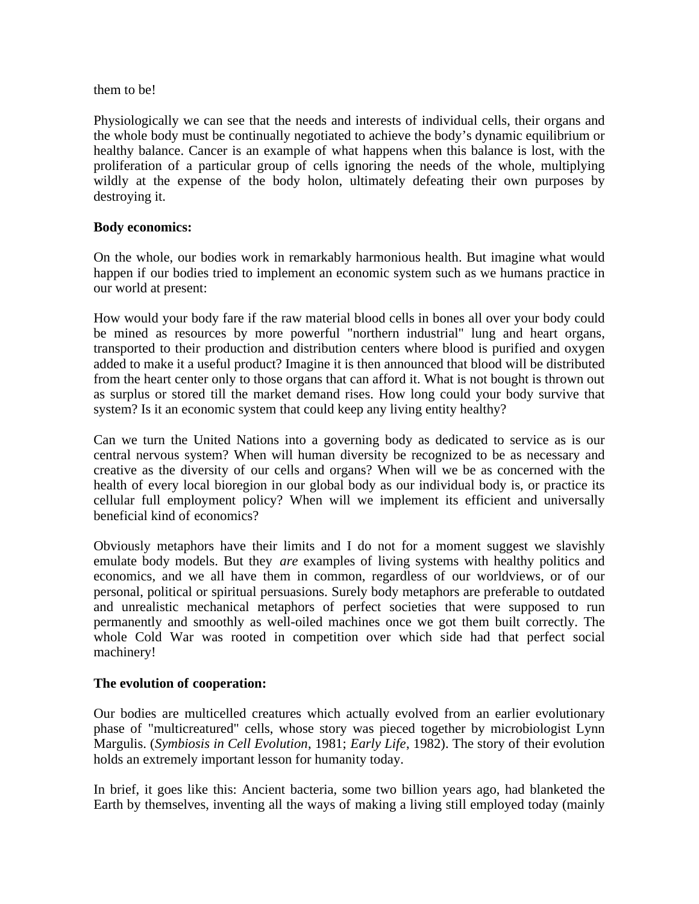them to be!

Physiologically we can see that the needs and interests of individual cells, their organs and the whole body must be continually negotiated to achieve the body's dynamic equilibrium or healthy balance. Cancer is an example of what happens when this balance is lost, with the proliferation of a particular group of cells ignoring the needs of the whole, multiplying wildly at the expense of the body holon, ultimately defeating their own purposes by destroying it.

**Body economics:**

On the whole, our bodies work in remarkably harmonious health. But imagine what would happen if our bodies tried to implement an economic system such as we humans practice in our world at present:

How would your body fare if the raw material blood cells in bones all over your body could be mined as resources by more powerful "northern industrial" lung and heart organs, transported to their production and distribution centers where blood is purified and oxygen added to make it a useful product? Imagine it is then announced that blood will be distributed from the heart center only to those organs that can afford it. What is not bought is thrown out as surplus or stored till the market demand rises. How long could your body survive that system? Is it an economic system that could keep any living entity healthy?

Can we turn the United Nations into a governing body as dedicated to service as is our central nervous system? When will human diversity be recognized to be as necessary and creative as the diversity of our cells and organs? When will we be as concerned with the health of every local bioregion in our global body as our individual body is, or practice its cellular full employment policy? When will we implement its efficient and universally beneficial kind of economics?

Obviously metaphors have their limits and I do not for a moment suggest we slavishly emulate body models. But they *are* examples of living systems with healthy politics and economics, and we all have them in common, regardless of our worldviews, or of our personal, political or spiritual persuasions. Surely body metaphors are preferable to outdated and unrealistic mechanical metaphors of perfect societies that were supposed to run permanently and smoothly as well-oiled machines once we got them built correctly. The whole Cold War was rooted in competition over which side had that perfect social machinery!

**The evolution of cooperation:**

Our bodies are multicelled creatures which actually evolved from an earlier evolutionary phase of "multicreatured" cells, whose story was pieced together by microbiologist Lynn Margulis. (*Symbiosis in Cell Evolution*, 1981; *Early Life*, 1982). The story of their evolution holds an extremely important lesson for humanity today.

In brief, it goes like this: Ancient bacteria, some two billion years ago, had blanketed the Earth by themselves, inventing all the ways of making a living still employed today (mainly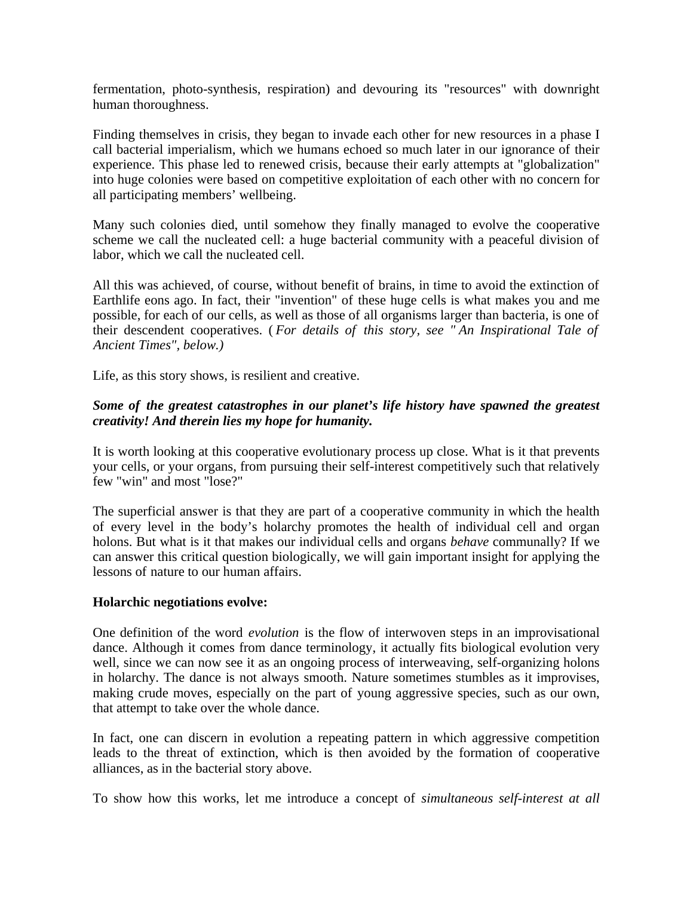fermentation, photo-synthesis, respiration) and devouring its "resources" with downright human thoroughness.

Finding themselves in crisis, they began to invade each other for new resources in a phase I call bacterial imperialism, which we humans echoed so much later in our ignorance of their experience. This phase led to renewed crisis, because their early attempts at "globalization" into huge colonies were based on competitive exploitation of each other with no concern for all participating members' wellbeing.

Many such colonies died, until somehow they finally managed to evolve the cooperative scheme we call the nucleated cell: a huge bacterial community with a peaceful division of labor, which we call the nucleated cell.

All this was achieved, of course, without benefit of brains, in time to avoid the extinction of Earthlife eons ago. In fact, their "invention" of these huge cells is what makes you and me possible, for each of our cells, as well as those of all organisms larger than bacteria, is one of their descendent cooperatives. (*For details of this story, see " An Inspirational Tale of Ancient Times", below.)*

Life, as this story shows, is resilient and creative.

***Some of the greatest catastrophes in our planet's life history have spawned the greatest creativity! And therein lies my hope for humanity.***

It is worth looking at this cooperative evolutionary process up close. What is it that prevents your cells, or your organs, from pursuing their self-interest competitively such that relatively few "win" and most "lose?"

The superficial answer is that they are part of a cooperative community in which the health of every level in the body's holarchy promotes the health of individual cell and organ holons. But what is it that makes our individual cells and organs *behave* communally? If we can answer this critical question biologically, we will gain important insight for applying the lessons of nature to our human affairs.

**Holarchic negotiations evolve:**

One definition of the word *evolution* is the flow of interwoven steps in an improvisational dance. Although it comes from dance terminology, it actually fits biological evolution very well, since we can now see it as an ongoing process of interweaving, self-organizing holons in holarchy. The dance is not always smooth. Nature sometimes stumbles as it improvises, making crude moves, especially on the part of young aggressive species, such as our own, that attempt to take over the whole dance.

In fact, one can discern in evolution a repeating pattern in which aggressive competition leads to the threat of extinction, which is then avoided by the formation of cooperative alliances, as in the bacterial story above.

To show how this works, let me introduce a concept of *simultaneous self-interest at all*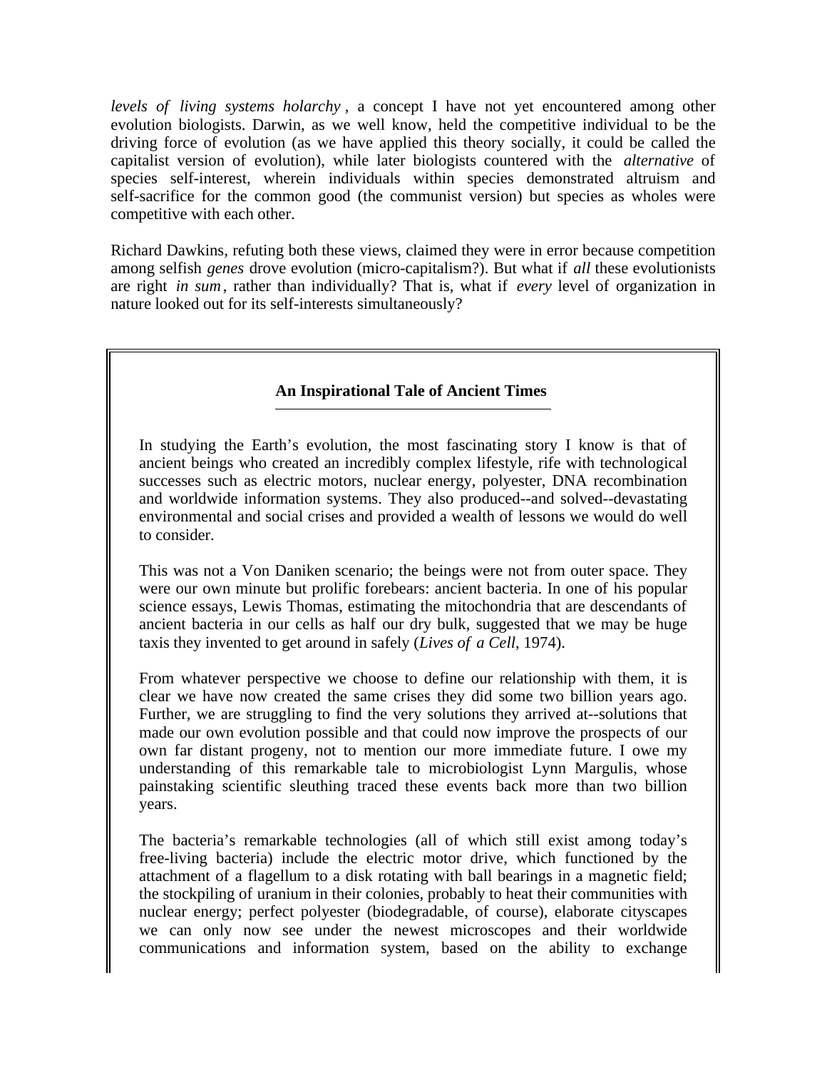*levels of living systems holarchy*, a concept I have not yet encountered among other evolution biologists. Darwin, as we well know, held the competitive individual to be the driving force of evolution (as we have applied this theory socially, it could be called the capitalist version of evolution), while later biologists countered with the *alternative* of species self-interest, wherein individuals within species demonstrated altruism and self-sacrifice for the common good (the communist version) but species as wholes were competitive with each other.

Richard Dawkins, refuting both these views, claimed they were in error because competition among selfish *genes* drove evolution (micro-capitalism?). But what if *all* these evolutionists are right *in sum*, rather than individually? That is, what if *every* level of organization in nature looked out for its self-interests simultaneously?

**An Inspirational Tale of Ancient Times**

In studying the Earth's evolution, the most fascinating story I know is that of ancient beings who created an incredibly complex lifestyle, rife with technological successes such as electric motors, nuclear energy, polyester, DNA recombination and worldwide information systems. They also produced--and solved--devastating environmental and social crises and provided a wealth of lessons we would do well to consider.

This was not a Von Daniken scenario; the beings were not from outer space. They were our own minute but prolific forebears: ancient bacteria. In one of his popular science essays, Lewis Thomas, estimating the mitochondria that are descendants of ancient bacteria in our cells as half our dry bulk, suggested that we may be huge taxis they invented to get around in safely (*Lives of a Cell*, 1974).

From whatever perspective we choose to define our relationship with them, it is clear we have now created the same crises they did some two billion years ago. Further, we are struggling to find the very solutions they arrived at--solutions that made our own evolution possible and that could now improve the prospects of our own far distant progeny, not to mention our more immediate future. I owe my understanding of this remarkable tale to microbiologist Lynn Margulis, whose painstaking scientific sleuthing traced these events back more than two billion years.

The bacteria's remarkable technologies (all of which still exist among today's free-living bacteria) include the electric motor drive, which functioned by the attachment of a flagellum to a disk rotating with ball bearings in a magnetic field; the stockpiling of uranium in their colonies, probably to heat their communities with nuclear energy; perfect polyester (biodegradable, of course), elaborate cityscapes we can only now see under the newest microscopes and their worldwide communications and information system, based on the ability to exchange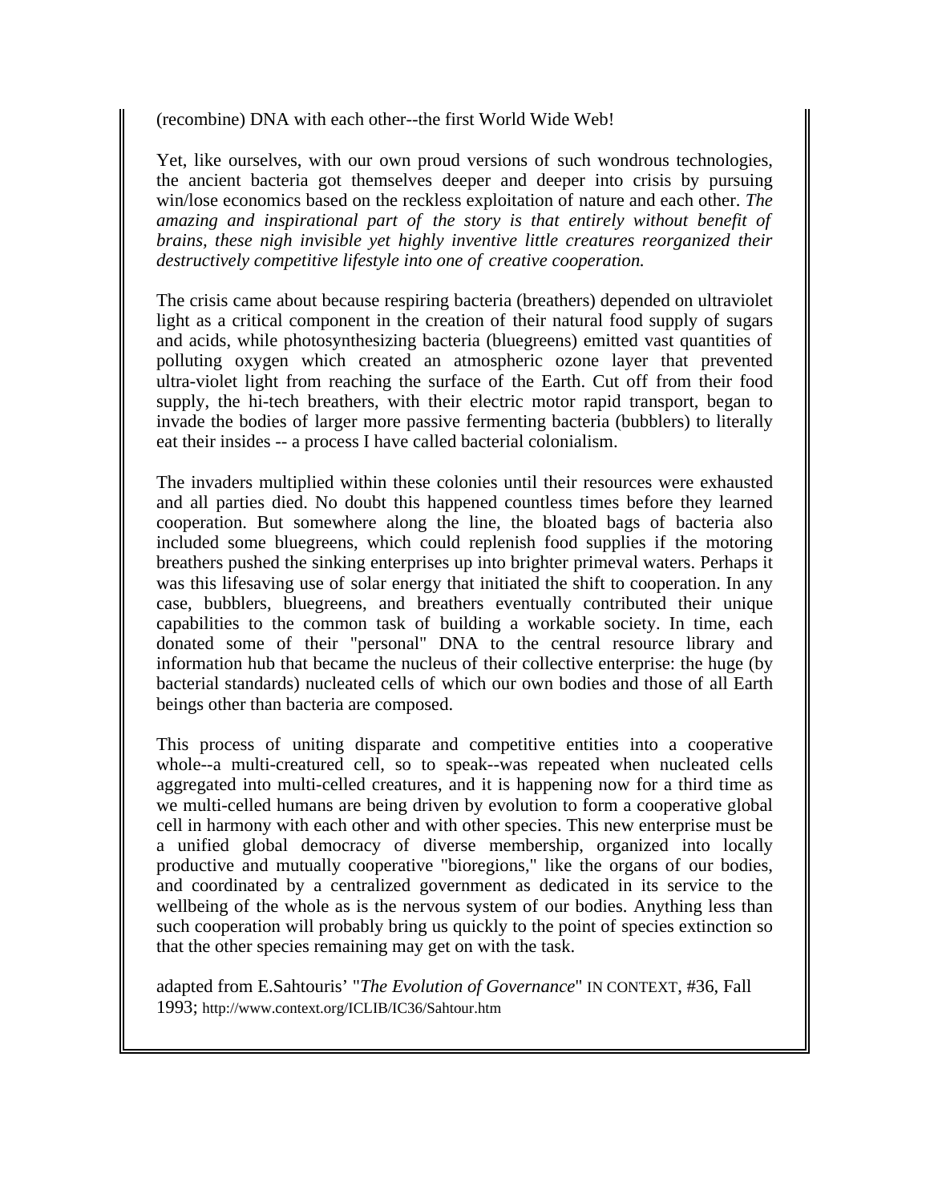(recombine) DNA with each other--the first World Wide Web!

Yet, like ourselves, with our own proud versions of such wondrous technologies, the ancient bacteria got themselves deeper and deeper into crisis by pursuing win/lose economics based on the reckless exploitation of nature and each other. *The amazing and inspirational part of the story is that entirely without benefit of brains, these nigh invisible yet highly inventive little creatures reorganized their destructively competitive lifestyle into one of creative cooperation.*

The crisis came about because respiring bacteria (breathers) depended on ultraviolet light as a critical component in the creation of their natural food supply of sugars and acids, while photosynthesizing bacteria (bluegreens) emitted vast quantities of polluting oxygen which created an atmospheric ozone layer that prevented ultra-violet light from reaching the surface of the Earth. Cut off from their food supply, the hi-tech breathers, with their electric motor rapid transport, began to invade the bodies of larger more passive fermenting bacteria (bubblers) to literally eat their insides -- a process I have called bacterial colonialism.

The invaders multiplied within these colonies until their resources were exhausted and all parties died. No doubt this happened countless times before they learned cooperation. But somewhere along the line, the bloated bags of bacteria also included some bluegreens, which could replenish food supplies if the motoring breathers pushed the sinking enterprises up into brighter primeval waters. Perhaps it was this lifesaving use of solar energy that initiated the shift to cooperation. In any case, bubblers, bluegreens, and breathers eventually contributed their unique capabilities to the common task of building a workable society. In time, each donated some of their "personal" DNA to the central resource library and information hub that became the nucleus of their collective enterprise: the huge (by bacterial standards) nucleated cells of which our own bodies and those of all Earth beings other than bacteria are composed.

This process of uniting disparate and competitive entities into a cooperative whole--a multi-creatured cell, so to speak--was repeated when nucleated cells aggregated into multi-celled creatures, and it is happening now for a third time as we multi-celled humans are being driven by evolution to form a cooperative global cell in harmony with each other and with other species. This new enterprise must be a unified global democracy of diverse membership, organized into locally productive and mutually cooperative "bioregions," like the organs of our bodies, and coordinated by a centralized government as dedicated in its service to the wellbeing of the whole as is the nervous system of our bodies. Anything less than such cooperation will probably bring us quickly to the point of species extinction so that the other species remaining may get on with the task.

adapted from E.Sahtouris' "*The Evolution of Governance*" IN CONTEXT, #36, Fall 1993; http://www.context.org/ICLIB/IC36/Sahtour.htm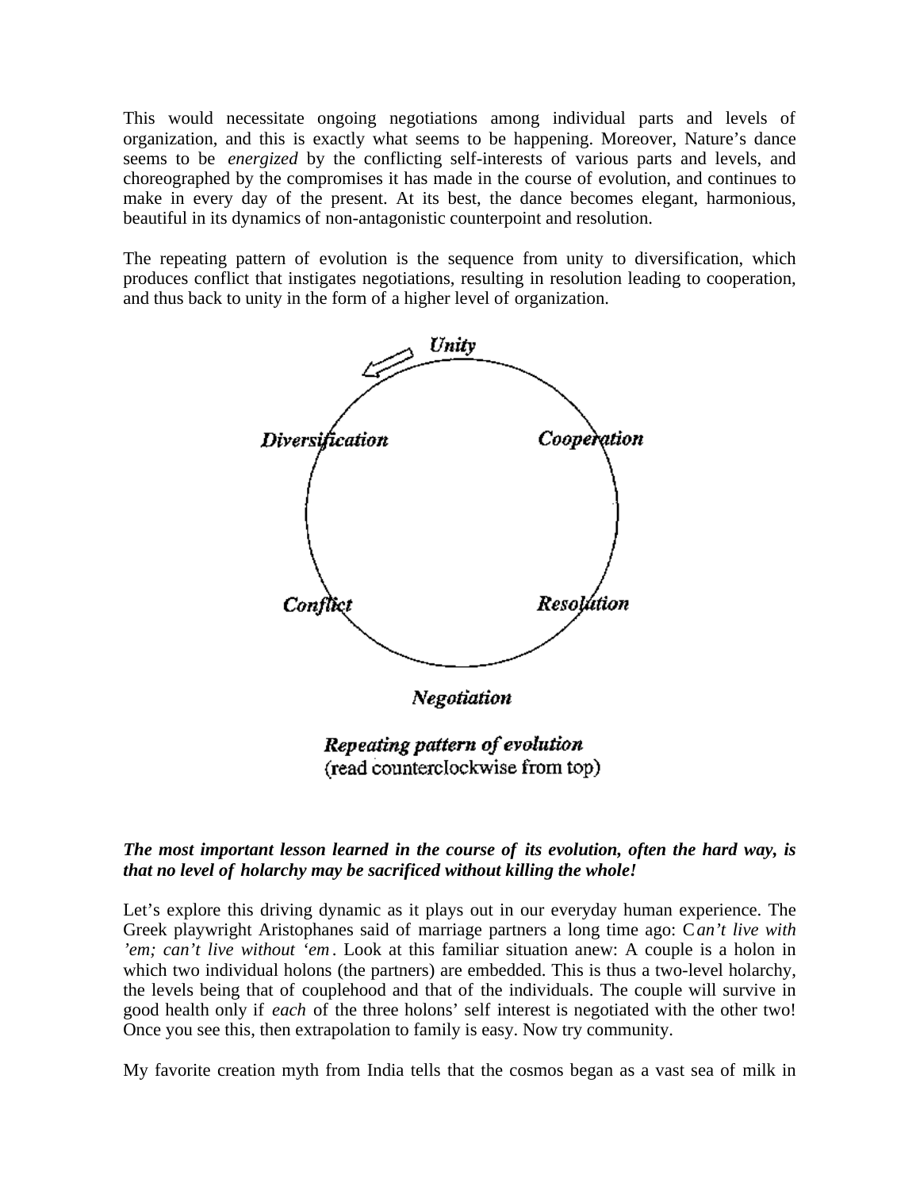This would necessitate ongoing negotiations among individual parts and levels of organization, and this is exactly what seems to be happening. Moreover, Nature's dance seems to be *energized* by the conflicting self-interests of various parts and levels, and choreographed by the compromises it has made in the course of evolution, and continues to make in every day of the present. At its best, the dance becomes elegant, harmonious, beautiful in its dynamics of non-antagonistic counterpoint and resolution.

The repeating pattern of evolution is the sequence from unity to diversification, which produces conflict that instigates negotiations, resulting in resolution leading to cooperation, and thus back to unity in the form of a higher level of organization.

*Unity*

*Diversification* *Cooperation*

*Conflict* *Resolution*

*Negotiation*

***Repeating pattern of evolution***
(read counterclockwise from top)

***The most important lesson learned in the course of its evolution, often the hard way, is that no level of holarchy may be sacrificed without killing the whole!***

Let's explore this driving dynamic as it plays out in our everyday human experience. The Greek playwright Aristophanes said of marriage partners a long time ago: *Can't live with 'em; can't live without 'em*. Look at this familiar situation anew: A couple is a holon in which two individual holons (the partners) are embedded. This is thus a two-level holarchy, the levels being that of couplehood and that of the individuals. The couple will survive in good health only if *each* of the three holons' self interest is negotiated with the other two! Once you see this, then extrapolation to family is easy. Now try community.

My favorite creation myth from India tells that the cosmos began as a vast sea of milk in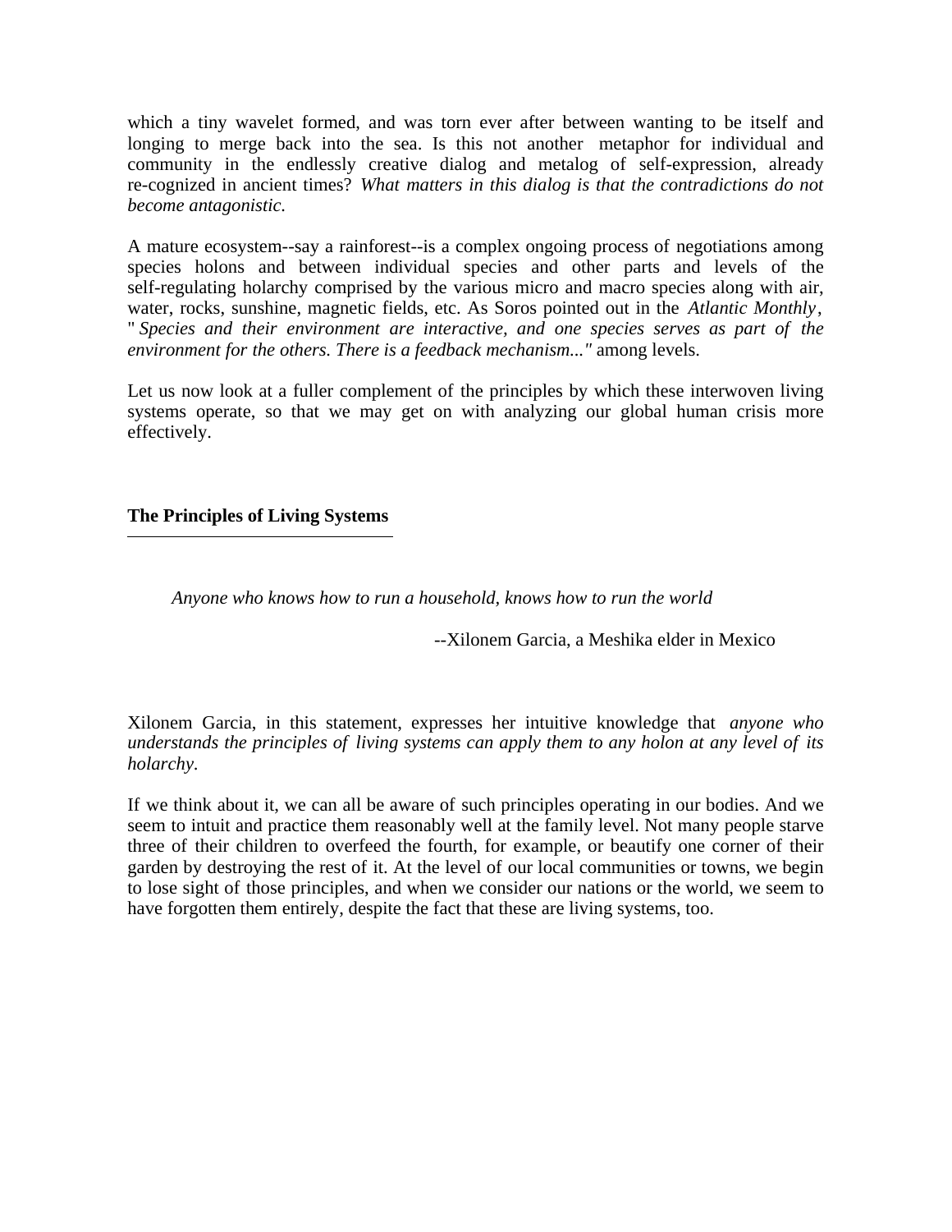which a tiny wavelet formed, and was torn ever after between wanting to be itself and longing to merge back into the sea. Is this not another metaphor for individual and community in the endlessly creative dialog and metalog of self-expression, already re-cognized in ancient times? *What matters in this dialog is that the contradictions do not become antagonistic.*

A mature ecosystem--say a rainforest--is a complex ongoing process of negotiations among species holons and between individual species and other parts and levels of the self-regulating holarchy comprised by the various micro and macro species along with air, water, rocks, sunshine, magnetic fields, etc. As Soros pointed out in the *Atlantic Monthly*, "*Species and their environment are interactive, and one species serves as part of the environment for the others. There is a feedback mechanism..."* among levels.

Let us now look at a fuller complement of the principles by which these interwoven living systems operate, so that we may get on with analyzing our global human crisis more effectively.

## The Principles of Living Systems

> *Anyone who knows how to run a household, knows how to run the world*
>
> --Xilonem Garcia, a Meshika elder in Mexico

Xilonem Garcia, in this statement, expresses her intuitive knowledge that *anyone who understands the principles of living systems can apply them to any holon at any level of its holarchy.*

If we think about it, we can all be aware of such principles operating in our bodies. And we seem to intuit and practice them reasonably well at the family level. Not many people starve three of their children to overfeed the fourth, for example, or beautify one corner of their garden by destroying the rest of it. At the level of our local communities or towns, we begin to lose sight of those principles, and when we consider our nations or the world, we seem to have forgotten them entirely, despite the fact that these are living systems, too.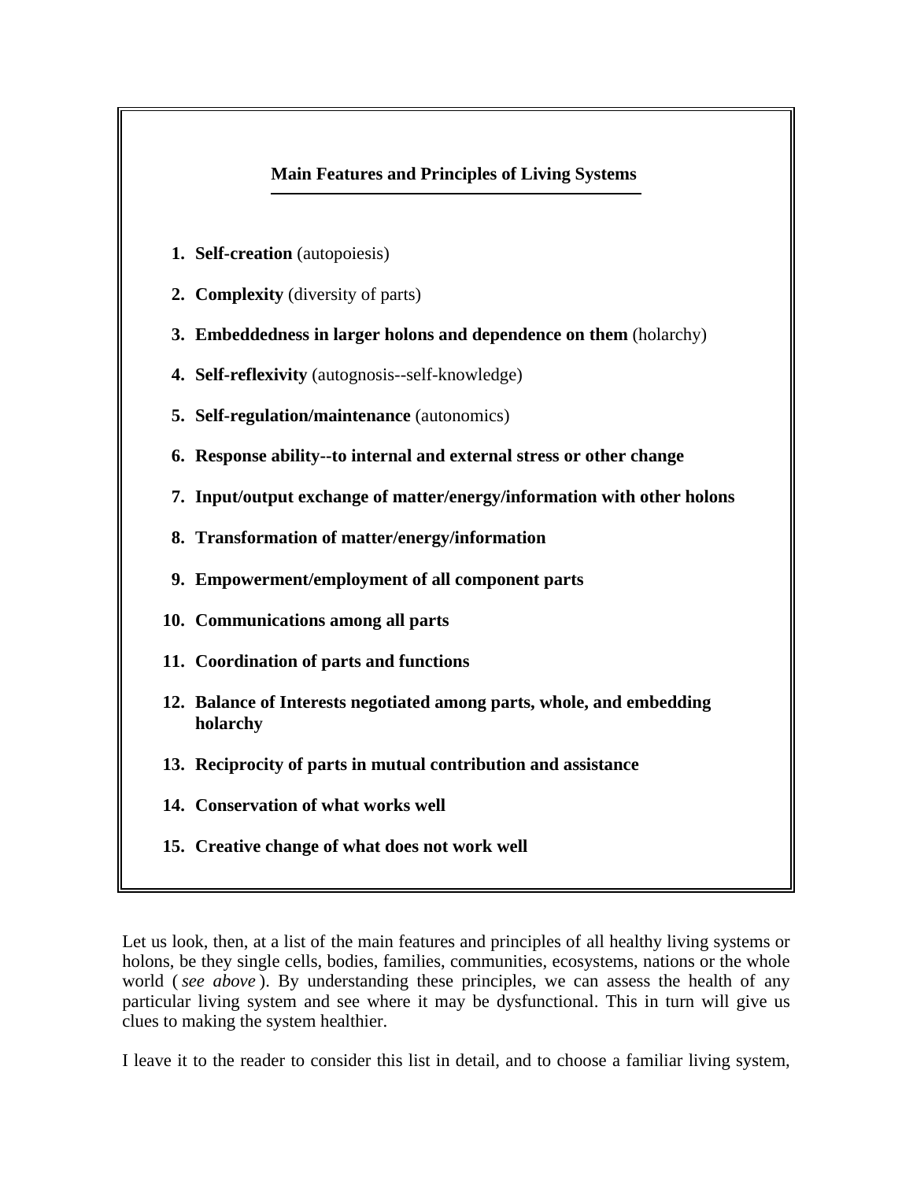**Main Features and Principles of Living Systems**

1. **Self-creation** (autopoiesis)
2. **Complexity** (diversity of parts)
3. **Embeddedness in larger holons and dependence on them** (holarchy)
4. **Self-reflexivity** (autognosis--self-knowledge)
5. **Self-regulation/maintenance** (autonomics)
6. **Response ability--to internal and external stress or other change**
7. **Input/output exchange of matter/energy/information with other holons**
8. **Transformation of matter/energy/information**
9. **Empowerment/employment of all component parts**
10. **Communications among all parts**
11. **Coordination of parts and functions**
12. **Balance of Interests negotiated among parts, whole, and embedding holarchy**
13. **Reciprocity of parts in mutual contribution and assistance**
14. **Conservation of what works well**
15. **Creative change of what does not work well**

Let us look, then, at a list of the main features and principles of all healthy living systems or holons, be they single cells, bodies, families, communities, ecosystems, nations or the whole world ( *see above* ). By understanding these principles, we can assess the health of any particular living system and see where it may be dysfunctional. This in turn will give us clues to making the system healthier.

I leave it to the reader to consider this list in detail, and to choose a familiar living system,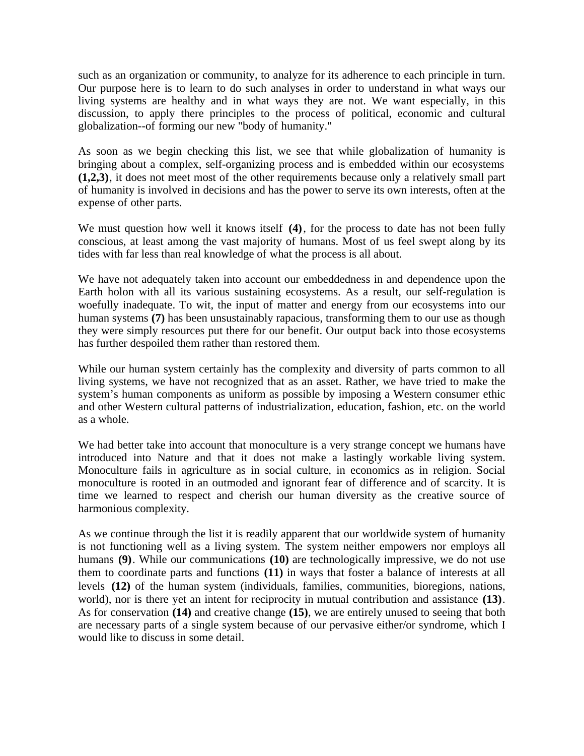such as an organization or community, to analyze for its adherence to each principle in turn. Our purpose here is to learn to do such analyses in order to understand in what ways our living systems are healthy and in what ways they are not. We want especially, in this discussion, to apply there principles to the process of political, economic and cultural globalization--of forming our new "body of humanity."

As soon as we begin checking this list, we see that while globalization of humanity is bringing about a complex, self-organizing process and is embedded within our ecosystems **(1,2,3)**, it does not meet most of the other requirements because only a relatively small part of humanity is involved in decisions and has the power to serve its own interests, often at the expense of other parts.

We must question how well it knows itself **(4)**, for the process to date has not been fully conscious, at least among the vast majority of humans. Most of us feel swept along by its tides with far less than real knowledge of what the process is all about.

We have not adequately taken into account our embeddedness in and dependence upon the Earth holon with all its various sustaining ecosystems. As a result, our self-regulation is woefully inadequate. To wit, the input of matter and energy from our ecosystems into our human systems **(7)** has been unsustainably rapacious, transforming them to our use as though they were simply resources put there for our benefit. Our output back into those ecosystems has further despoiled them rather than restored them.

While our human system certainly has the complexity and diversity of parts common to all living systems, we have not recognized that as an asset. Rather, we have tried to make the system's human components as uniform as possible by imposing a Western consumer ethic and other Western cultural patterns of industrialization, education, fashion, etc. on the world as a whole.

We had better take into account that monoculture is a very strange concept we humans have introduced into Nature and that it does not make a lastingly workable living system. Monoculture fails in agriculture as in social culture, in economics as in religion. Social monoculture is rooted in an outmoded and ignorant fear of difference and of scarcity. It is time we learned to respect and cherish our human diversity as the creative source of harmonious complexity.

As we continue through the list it is readily apparent that our worldwide system of humanity is not functioning well as a living system. The system neither empowers nor employs all humans **(9)**. While our communications **(10)** are technologically impressive, we do not use them to coordinate parts and functions **(11)** in ways that foster a balance of interests at all levels **(12)** of the human system (individuals, families, communities, bioregions, nations, world), nor is there yet an intent for reciprocity in mutual contribution and assistance **(13)**. As for conservation **(14)** and creative change **(15)**, we are entirely unused to seeing that both are necessary parts of a single system because of our pervasive either/or syndrome, which I would like to discuss in some detail.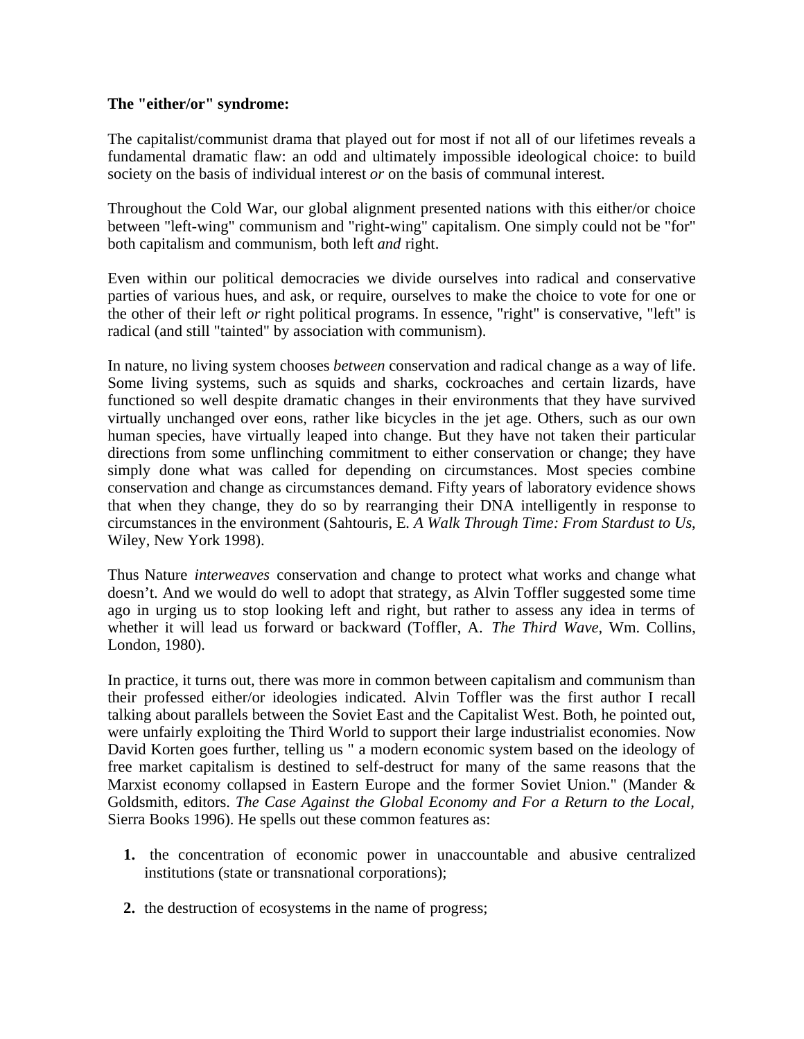**The "either/or" syndrome:**

The capitalist/communist drama that played out for most if not all of our lifetimes reveals a fundamental dramatic flaw: an odd and ultimately impossible ideological choice: to build society on the basis of individual interest *or* on the basis of communal interest.

Throughout the Cold War, our global alignment presented nations with this either/or choice between "left-wing" communism and "right-wing" capitalism. One simply could not be "for" both capitalism and communism, both left *and* right.

Even within our political democracies we divide ourselves into radical and conservative parties of various hues, and ask, or require, ourselves to make the choice to vote for one or the other of their left *or* right political programs. In essence, "right" is conservative, "left" is radical (and still "tainted" by association with communism).

In nature, no living system chooses *between* conservation and radical change as a way of life. Some living systems, such as squids and sharks, cockroaches and certain lizards, have functioned so well despite dramatic changes in their environments that they have survived virtually unchanged over eons, rather like bicycles in the jet age. Others, such as our own human species, have virtually leaped into change. But they have not taken their particular directions from some unflinching commitment to either conservation or change; they have simply done what was called for depending on circumstances. Most species combine conservation and change as circumstances demand. Fifty years of laboratory evidence shows that when they change, they do so by rearranging their DNA intelligently in response to circumstances in the environment (Sahtouris, E. *A Walk Through Time: From Stardust to Us*, Wiley, New York 1998).

Thus Nature *interweaves* conservation and change to protect what works and change what doesn't. And we would do well to adopt that strategy, as Alvin Toffler suggested some time ago in urging us to stop looking left and right, but rather to assess any idea in terms of whether it will lead us forward or backward (Toffler, A. *The Third Wave,* Wm. Collins, London, 1980).

In practice, it turns out, there was more in common between capitalism and communism than their professed either/or ideologies indicated. Alvin Toffler was the first author I recall talking about parallels between the Soviet East and the Capitalist West. Both, he pointed out, were unfairly exploiting the Third World to support their large industrialist economies. Now David Korten goes further, telling us " a modern economic system based on the ideology of free market capitalism is destined to self-destruct for many of the same reasons that the Marxist economy collapsed in Eastern Europe and the former Soviet Union." (Mander & Goldsmith, editors. *The Case Against the Global Economy and For a Return to the Local,* Sierra Books 1996). He spells out these common features as:

1. the concentration of economic power in unaccountable and abusive centralized institutions (state or transnational corporations);
2. the destruction of ecosystems in the name of progress;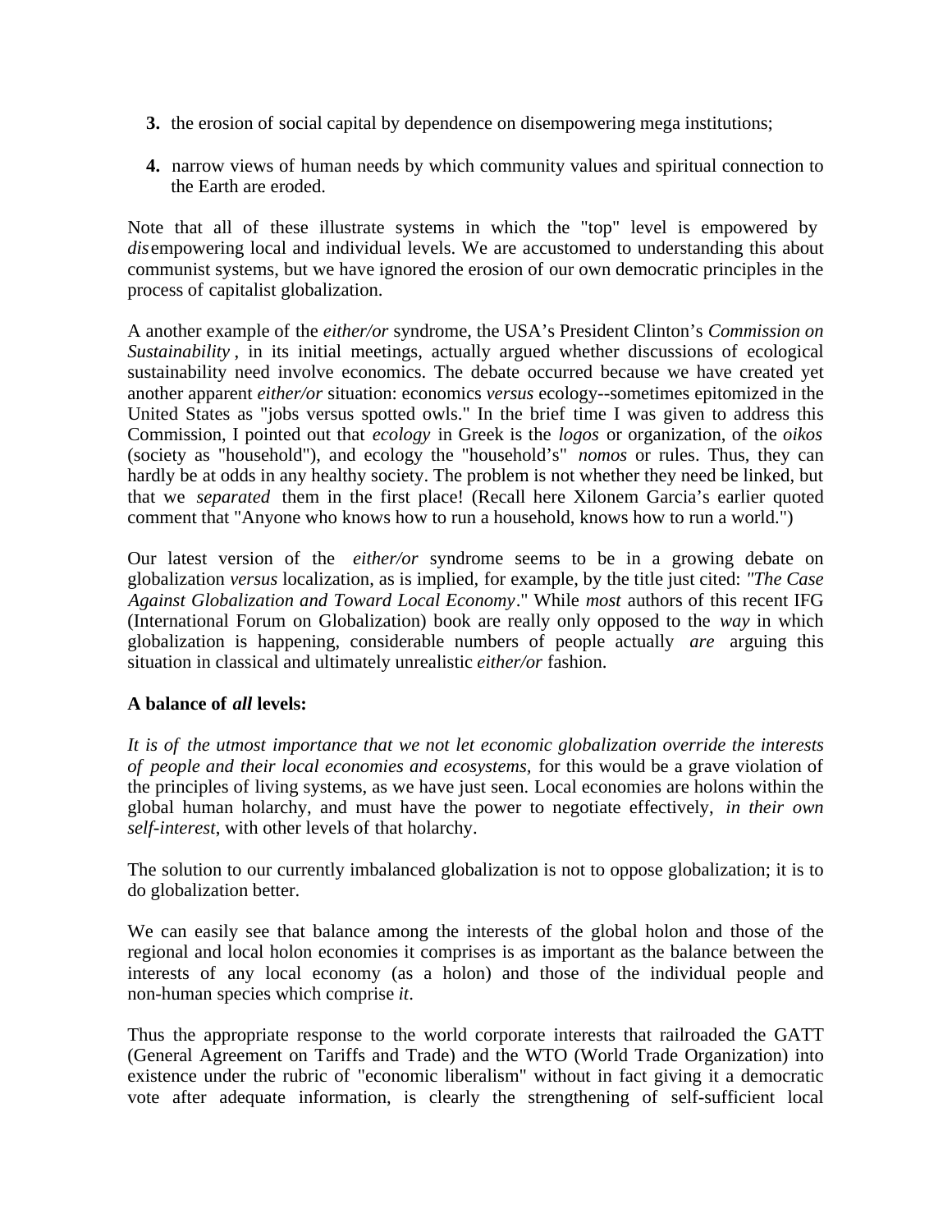3. the erosion of social capital by dependence on disempowering mega institutions;

4. narrow views of human needs by which community values and spiritual connection to the Earth are eroded.

Note that all of these illustrate systems in which the "top" level is empowered by *dis*empowering local and individual levels. We are accustomed to understanding this about communist systems, but we have ignored the erosion of our own democratic principles in the process of capitalist globalization.

A another example of the *either/or* syndrome, the USA's President Clinton's *Commission on Sustainability* , in its initial meetings, actually argued whether discussions of ecological sustainability need involve economics. The debate occurred because we have created yet another apparent *either/or* situation: economics *versus* ecology--sometimes epitomized in the United States as "jobs versus spotted owls." In the brief time I was given to address this Commission, I pointed out that *ecology* in Greek is the *logos* or organization, of the *oikos* (society as "household"), and ecology the "household's" *nomos* or rules. Thus, they can hardly be at odds in any healthy society. The problem is not whether they need be linked, but that we *separated* them in the first place! (Recall here Xilonem Garcia's earlier quoted comment that "Anyone who knows how to run a household, knows how to run a world.")

Our latest version of the *either/or* syndrome seems to be in a growing debate on globalization *versus* localization, as is implied, for example, by the title just cited: *"The Case Against Globalization and Toward Local Economy*." While *most* authors of this recent IFG (International Forum on Globalization) book are really only opposed to the *way* in which globalization is happening, considerable numbers of people actually *are* arguing this situation in classical and ultimately unrealistic *either/or* fashion.

**A balance of *all* levels:**

*It is of the utmost importance that we not let economic globalization override the interests of people and their local economies and ecosystems,* for this would be a grave violation of the principles of living systems, as we have just seen. Local economies are holons within the global human holarchy, and must have the power to negotiate effectively, *in their own self-interest*, with other levels of that holarchy.

The solution to our currently imbalanced globalization is not to oppose globalization; it is to do globalization better.

We can easily see that balance among the interests of the global holon and those of the regional and local holon economies it comprises is as important as the balance between the interests of any local economy (as a holon) and those of the individual people and non-human species which comprise *it*.

Thus the appropriate response to the world corporate interests that railroaded the GATT (General Agreement on Tariffs and Trade) and the WTO (World Trade Organization) into existence under the rubric of "economic liberalism" without in fact giving it a democratic vote after adequate information, is clearly the strengthening of self-sufficient local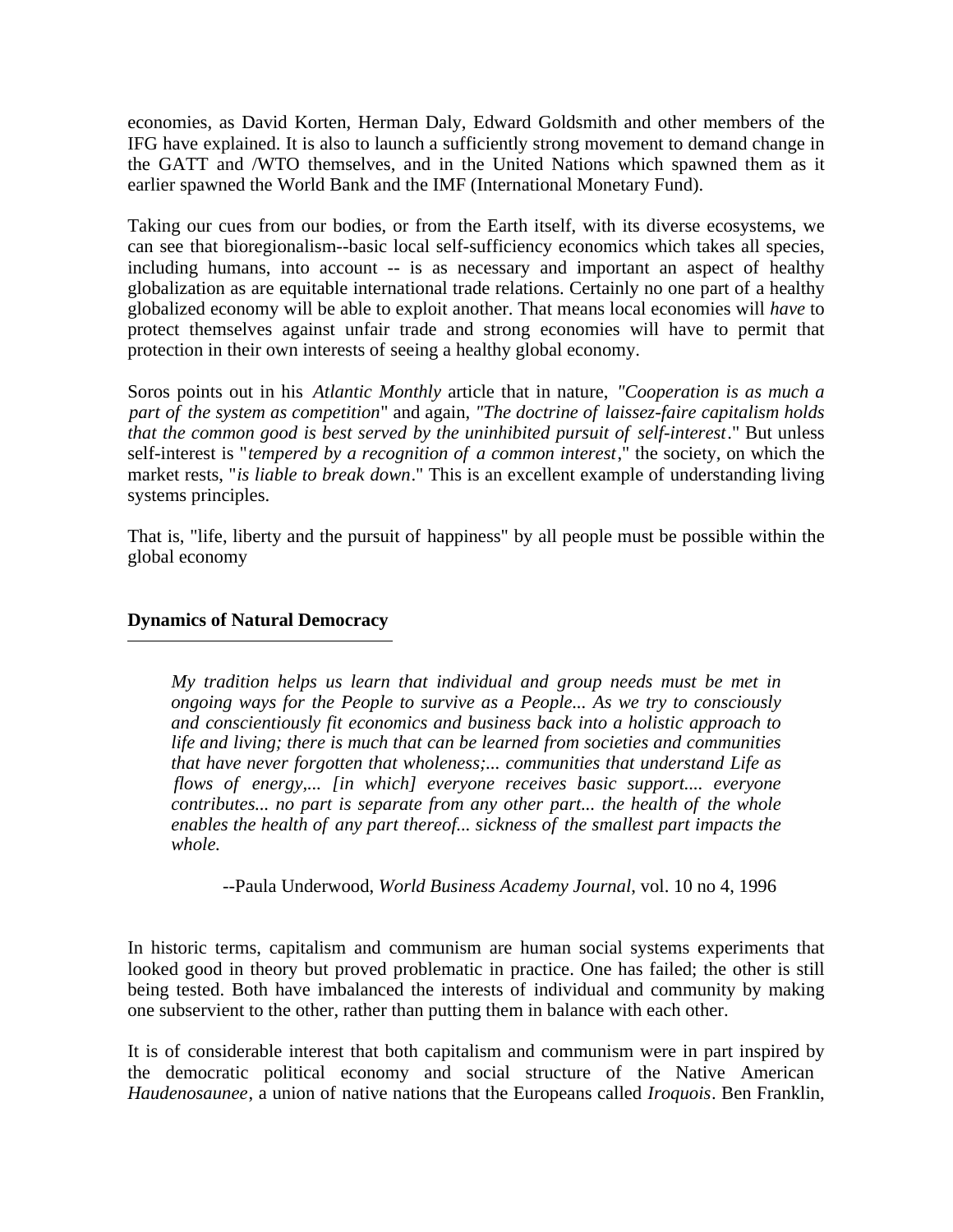economies, as David Korten, Herman Daly, Edward Goldsmith and other members of the IFG have explained. It is also to launch a sufficiently strong movement to demand change in the GATT and /WTO themselves, and in the United Nations which spawned them as it earlier spawned the World Bank and the IMF (International Monetary Fund).

Taking our cues from our bodies, or from the Earth itself, with its diverse ecosystems, we can see that bioregionalism--basic local self-sufficiency economics which takes all species, including humans, into account -- is as necessary and important an aspect of healthy globalization as are equitable international trade relations. Certainly no one part of a healthy globalized economy will be able to exploit another. That means local economies will *have* to protect themselves against unfair trade and strong economies will have to permit that protection in their own interests of seeing a healthy global economy.

Soros points out in his *Atlantic Monthly* article that in nature, *"Cooperation is as much a part of the system as competition*" and again, *"The doctrine of laissez-faire capitalism holds that the common good is best served by the uninhibited pursuit of self-interest*." But unless self-interest is "*tempered by a recognition of a common interest*," the society, on which the market rests, "*is liable to break down*." This is an excellent example of understanding living systems principles.

That is, "life, liberty and the pursuit of happiness" by all people must be possible within the global economy

**Dynamics of Natural Democracy**

> *My tradition helps us learn that individual and group needs must be met in ongoing ways for the People to survive as a People... As we try to consciously and conscientiously fit economics and business back into a holistic approach to life and living; there is much that can be learned from societies and communities that have never forgotten that wholeness;... communities that understand Life as flows of energy,... [in which] everyone receives basic support.... everyone contributes... no part is separate from any other part... the health of the whole enables the health of any part thereof... sickness of the smallest part impacts the whole.*
>
> --Paula Underwood, *World Business Academy Journal*, vol. 10 no 4, 1996

In historic terms, capitalism and communism are human social systems experiments that looked good in theory but proved problematic in practice. One has failed; the other is still being tested. Both have imbalanced the interests of individual and community by making one subservient to the other, rather than putting them in balance with each other.

It is of considerable interest that both capitalism and communism were in part inspired by the democratic political economy and social structure of the Native American *Haudenosaunee*, a union of native nations that the Europeans called *Iroquois*. Ben Franklin,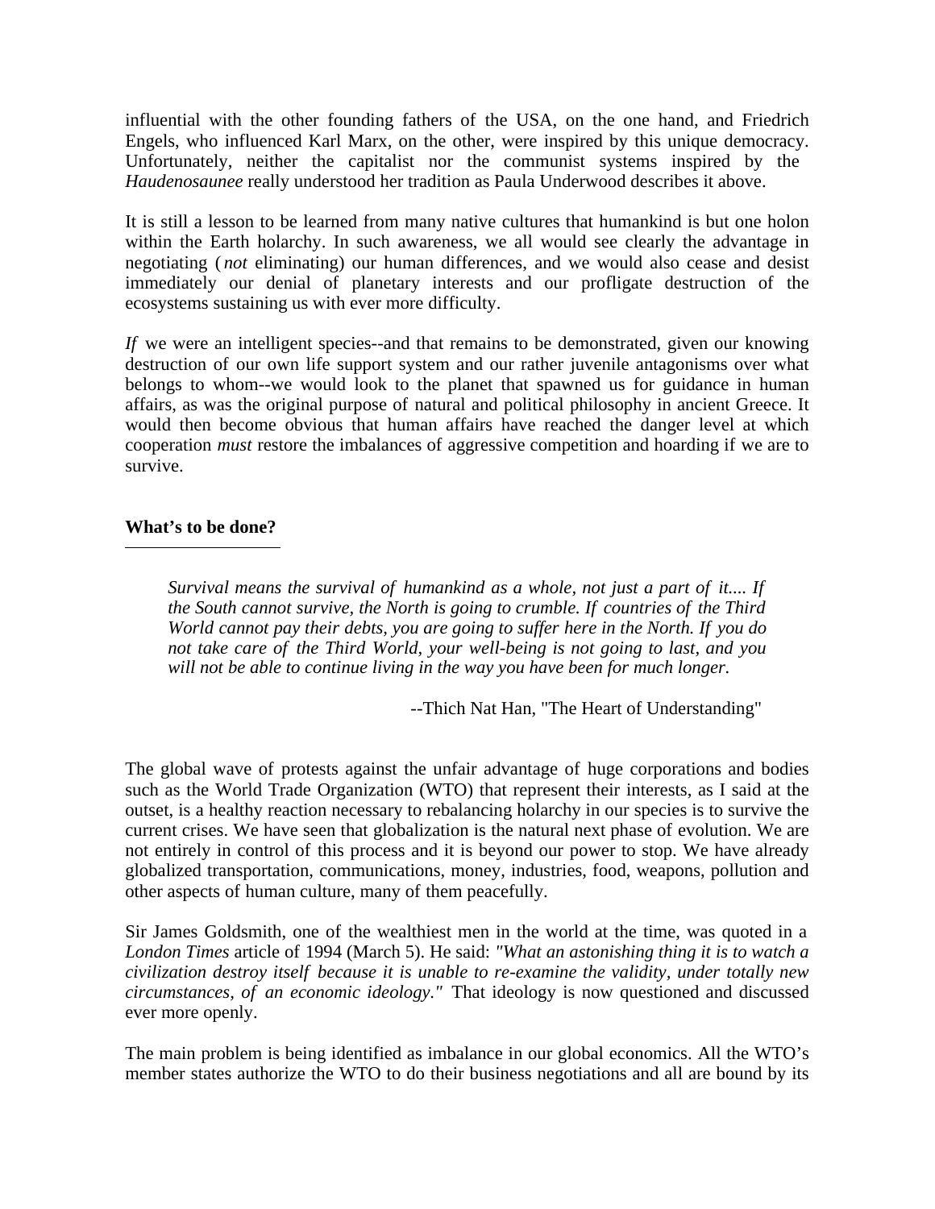influential with the other founding fathers of the USA, on the one hand, and Friedrich Engels, who influenced Karl Marx, on the other, were inspired by this unique democracy. Unfortunately, neither the capitalist nor the communist systems inspired by the *Haudenosaunee* really understood her tradition as Paula Underwood describes it above.

It is still a lesson to be learned from many native cultures that humankind is but one holon within the Earth holarchy. In such awareness, we all would see clearly the advantage in negotiating (*not* eliminating) our human differences, and we would also cease and desist immediately our denial of planetary interests and our profligate destruction of the ecosystems sustaining us with ever more difficulty.

*If* we were an intelligent species--and that remains to be demonstrated, given our knowing destruction of our own life support system and our rather juvenile antagonisms over what belongs to whom--we would look to the planet that spawned us for guidance in human affairs, as was the original purpose of natural and political philosophy in ancient Greece. It would then become obvious that human affairs have reached the danger level at which cooperation *must* restore the imbalances of aggressive competition and hoarding if we are to survive.

**What's to be done?**

> *Survival means the survival of humankind as a whole, not just a part of it.... If the South cannot survive, the North is going to crumble. If countries of the Third World cannot pay their debts, you are going to suffer here in the North. If you do not take care of the Third World, your well-being is not going to last, and you will not be able to continue living in the way you have been for much longer.*
>
> --Thich Nat Han, "The Heart of Understanding"

The global wave of protests against the unfair advantage of huge corporations and bodies such as the World Trade Organization (WTO) that represent their interests, as I said at the outset, is a healthy reaction necessary to rebalancing holarchy in our species is to survive the current crises. We have seen that globalization is the natural next phase of evolution. We are not entirely in control of this process and it is beyond our power to stop. We have already globalized transportation, communications, money, industries, food, weapons, pollution and other aspects of human culture, many of them peacefully.

Sir James Goldsmith, one of the wealthiest men in the world at the time, was quoted in a *London Times* article of 1994 (March 5). He said: *"What an astonishing thing it is to watch a civilization destroy itself because it is unable to re-examine the validity, under totally new circumstances, of an economic ideology."* That ideology is now questioned and discussed ever more openly.

The main problem is being identified as imbalance in our global economics. All the WTO's member states authorize the WTO to do their business negotiations and all are bound by its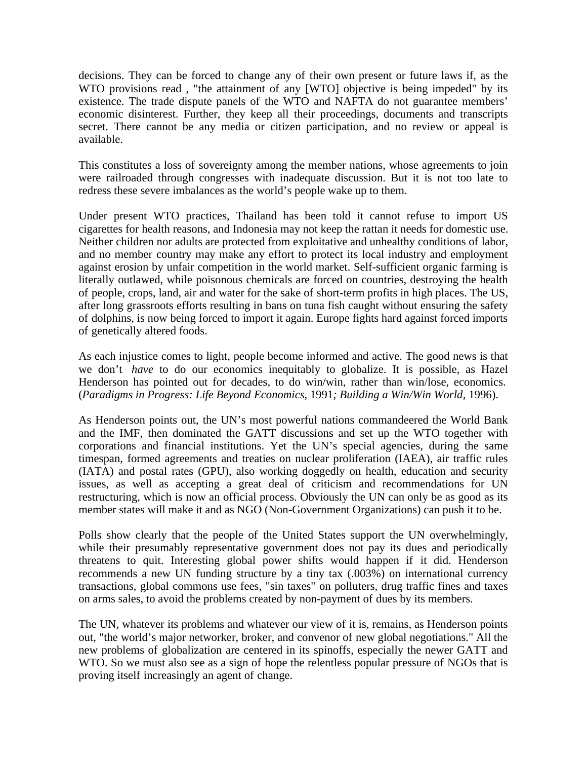decisions. They can be forced to change any of their own present or future laws if, as the WTO provisions read , "the attainment of any [WTO] objective is being impeded" by its existence. The trade dispute panels of the WTO and NAFTA do not guarantee members' economic disinterest. Further, they keep all their proceedings, documents and transcripts secret. There cannot be any media or citizen participation, and no review or appeal is available.

This constitutes a loss of sovereignty among the member nations, whose agreements to join were railroaded through congresses with inadequate discussion. But it is not too late to redress these severe imbalances as the world's people wake up to them.

Under present WTO practices, Thailand has been told it cannot refuse to import US cigarettes for health reasons, and Indonesia may not keep the rattan it needs for domestic use. Neither children nor adults are protected from exploitative and unhealthy conditions of labor, and no member country may make any effort to protect its local industry and employment against erosion by unfair competition in the world market. Self-sufficient organic farming is literally outlawed, while poisonous chemicals are forced on countries, destroying the health of people, crops, land, air and water for the sake of short-term profits in high places. The US, after long grassroots efforts resulting in bans on tuna fish caught without ensuring the safety of dolphins, is now being forced to import it again. Europe fights hard against forced imports of genetically altered foods.

As each injustice comes to light, people become informed and active. The good news is that we don't *have* to do our economics inequitably to globalize. It is possible, as Hazel Henderson has pointed out for decades, to do win/win, rather than win/lose, economics. (*Paradigms in Progress: Life Beyond Economics*, 1991*; Building a Win/Win World*, 1996).

As Henderson points out, the UN's most powerful nations commandeered the World Bank and the IMF, then dominated the GATT discussions and set up the WTO together with corporations and financial institutions. Yet the UN's special agencies, during the same timespan, formed agreements and treaties on nuclear proliferation (IAEA), air traffic rules (IATA) and postal rates (GPU), also working doggedly on health, education and security issues, as well as accepting a great deal of criticism and recommendations for UN restructuring, which is now an official process. Obviously the UN can only be as good as its member states will make it and as NGO (Non-Government Organizations) can push it to be.

Polls show clearly that the people of the United States support the UN overwhelmingly, while their presumably representative government does not pay its dues and periodically threatens to quit. Interesting global power shifts would happen if it did. Henderson recommends a new UN funding structure by a tiny tax (.003%) on international currency transactions, global commons use fees, "sin taxes" on polluters, drug traffic fines and taxes on arms sales, to avoid the problems created by non-payment of dues by its members.

The UN, whatever its problems and whatever our view of it is, remains, as Henderson points out, "the world's major networker, broker, and convenor of new global negotiations." All the new problems of globalization are centered in its spinoffs, especially the newer GATT and WTO. So we must also see as a sign of hope the relentless popular pressure of NGOs that is proving itself increasingly an agent of change.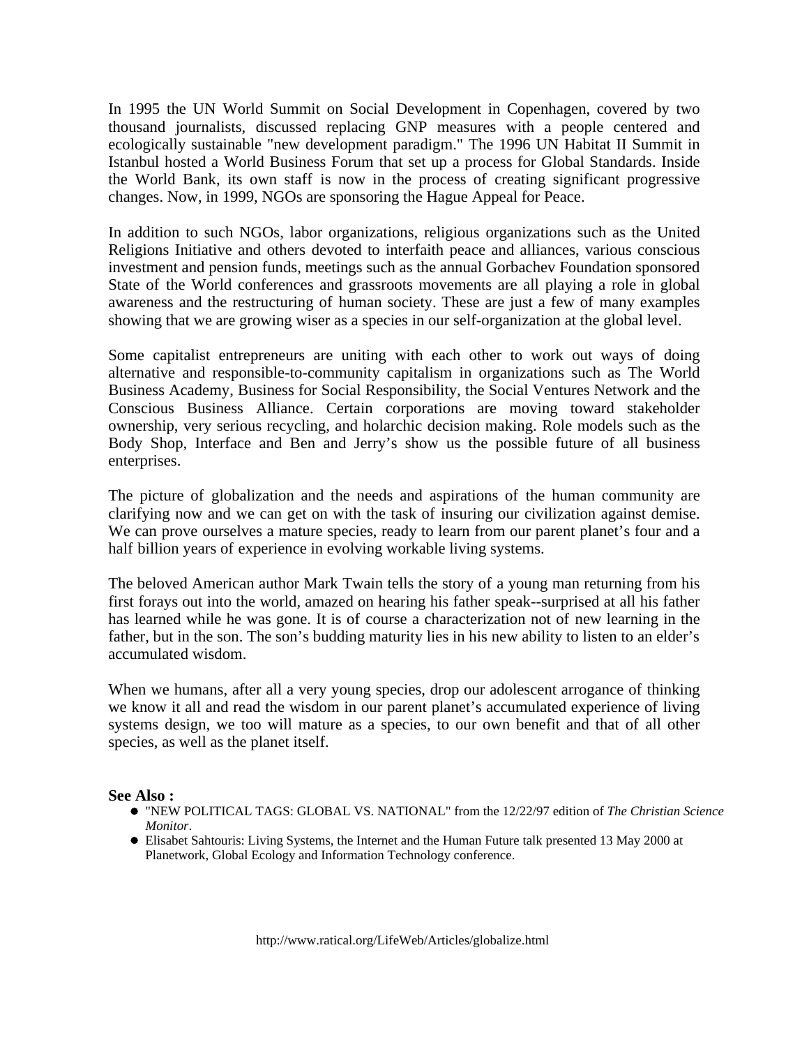In 1995 the UN World Summit on Social Development in Copenhagen, covered by two thousand journalists, discussed replacing GNP measures with a people centered and ecologically sustainable "new development paradigm." The 1996 UN Habitat II Summit in Istanbul hosted a World Business Forum that set up a process for Global Standards. Inside the World Bank, its own staff is now in the process of creating significant progressive changes. Now, in 1999, NGOs are sponsoring the Hague Appeal for Peace.

In addition to such NGOs, labor organizations, religious organizations such as the United Religions Initiative and others devoted to interfaith peace and alliances, various conscious investment and pension funds, meetings such as the annual Gorbachev Foundation sponsored State of the World conferences and grassroots movements are all playing a role in global awareness and the restructuring of human society. These are just a few of many examples showing that we are growing wiser as a species in our self-organization at the global level.

Some capitalist entrepreneurs are uniting with each other to work out ways of doing alternative and responsible-to-community capitalism in organizations such as The World Business Academy, Business for Social Responsibility, the Social Ventures Network and the Conscious Business Alliance. Certain corporations are moving toward stakeholder ownership, very serious recycling, and holarchic decision making. Role models such as the Body Shop, Interface and Ben and Jerry's show us the possible future of all business enterprises.

The picture of globalization and the needs and aspirations of the human community are clarifying now and we can get on with the task of insuring our civilization against demise. We can prove ourselves a mature species, ready to learn from our parent planet's four and a half billion years of experience in evolving workable living systems.

The beloved American author Mark Twain tells the story of a young man returning from his first forays out into the world, amazed on hearing his father speak--surprised at all his father has learned while he was gone. It is of course a characterization not of new learning in the father, but in the son. The son's budding maturity lies in his new ability to listen to an elder's accumulated wisdom.

When we humans, after all a very young species, drop our adolescent arrogance of thinking we know it all and read the wisdom in our parent planet's accumulated experience of living systems design, we too will mature as a species, to our own benefit and that of all other species, as well as the planet itself.

**See Also :**

- "NEW POLITICAL TAGS: GLOBAL VS. NATIONAL" from the 12/22/97 edition of *The Christian Science Monitor*.
- Elisabet Sahtouris: Living Systems, the Internet and the Human Future talk presented 13 May 2000 at Planetwork, Global Ecology and Information Technology conference.

http://www.ratical.org/LifeWeb/Articles/globalize.html